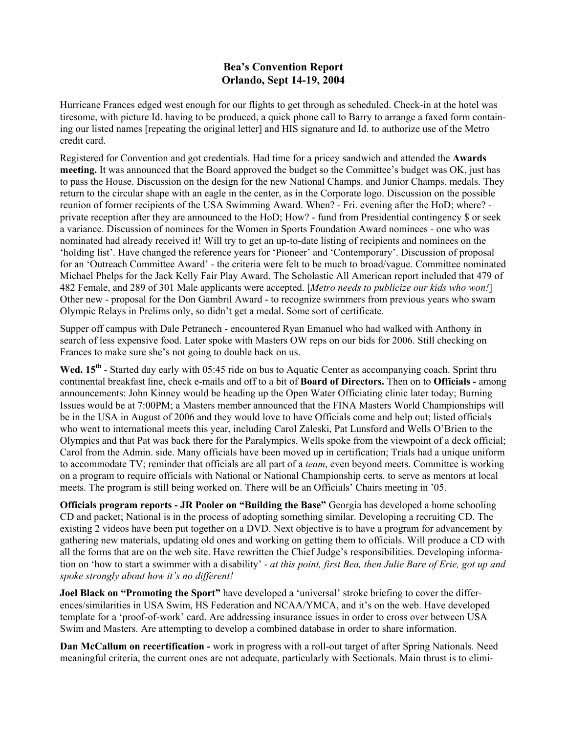# Bea's Convention Report
## Orlando, Sept 14-19, 2004

Hurricane Frances edged west enough for our flights to get through as scheduled. Check-in at the hotel was tiresome, with picture Id. having to be produced, a quick phone call to Barry to arrange a faxed form containing our listed names [repeating the original letter] and HIS signature and Id. to authorize use of the Metro credit card.

Registered for Convention and got credentials. Had time for a pricey sandwich and attended the **Awards meeting.** It was announced that the Board approved the budget so the Committee's budget was OK, just has to pass the House. Discussion on the design for the new National Champs. and Junior Champs. medals. They return to the circular shape with an eagle in the center, as in the Corporate logo. Discussion on the possible reunion of former recipients of the USA Swimming Award. When? - Fri. evening after the HoD; where? - private reception after they are announced to the HoD; How? - fund from Presidential contingency $ or seek a variance. Discussion of nominees for the Women in Sports Foundation Award nominees - one who was nominated had already received it! Will try to get an up-to-date listing of recipients and nominees on the 'holding list'. Have changed the reference years for 'Pioneer' and 'Contemporary'. Discussion of proposal for an 'Outreach Committee Award' - the criteria were felt to be much to broad/vague. Committee nominated Michael Phelps for the Jack Kelly Fair Play Award. The Scholastic All American report included that 479 of 482 Female, and 289 of 301 Male applicants were accepted. [*Metro needs to publicize our kids who won!*] Other new - proposal for the Don Gambril Award - to recognize swimmers from previous years who swam Olympic Relays in Prelims only, so didn't get a medal. Some sort of certificate.

Supper off campus with Dale Petranech - encountered Ryan Emanuel who had walked with Anthony in search of less expensive food. Later spoke with Masters OW reps on our bids for 2006. Still checking on Frances to make sure she's not going to double back on us.

**Wed. 15th** - Started day early with 05:45 ride on bus to Aquatic Center as accompanying coach. Sprint thru continental breakfast line, check e-mails and off to a bit of **Board of Directors.** Then on to **Officials -** among announcements: John Kinney would be heading up the Open Water Officiating clinic later today; Burning Issues would be at 7:00PM; a Masters member announced that the FINA Masters World Championships will be in the USA in August of 2006 and they would love to have Officials come and help out; listed officials who went to international meets this year, including Carol Zaleski, Pat Lunsford and Wells O'Brien to the Olympics and that Pat was back there for the Paralympics. Wells spoke from the viewpoint of a deck official; Carol from the Admin. side. Many officials have been moved up in certification; Trials had a unique uniform to accommodate TV; reminder that officials are all part of a *team*, even beyond meets. Committee is working on a program to require officials with National or National Championship certs. to serve as mentors at local meets. The program is still being worked on. There will be an Officials' Chairs meeting in '05.

**Officials program reports - JR Pooler on "Building the Base"** Georgia has developed a home schooling CD and packet; National is in the process of adopting something similar. Developing a recruiting CD. The existing 2 videos have been put together on a DVD. Next objective is to have a program for advancement by gathering new materials, updating old ones and working on getting them to officials. Will produce a CD with all the forms that are on the web site. Have rewritten the Chief Judge's responsibilities. Developing information on 'how to start a swimmer with a disability' - *at this point, first Bea, then Julie Bare of Erie, got up and spoke strongly about how it's no different!*

**Joel Black on "Promoting the Sport"** have developed a 'universal' stroke briefing to cover the differences/similarities in USA Swim, HS Federation and NCAA/YMCA, and it's on the web. Have developed template for a 'proof-of-work' card. Are addressing insurance issues in order to cross over between USA Swim and Masters. Are attempting to develop a combined database in order to share information.

**Dan McCallum on recertification -** work in progress with a roll-out target of after Spring Nationals. Need meaningful criteria, the current ones are not adequate, particularly with Sectionals. Main thrust is to elimi-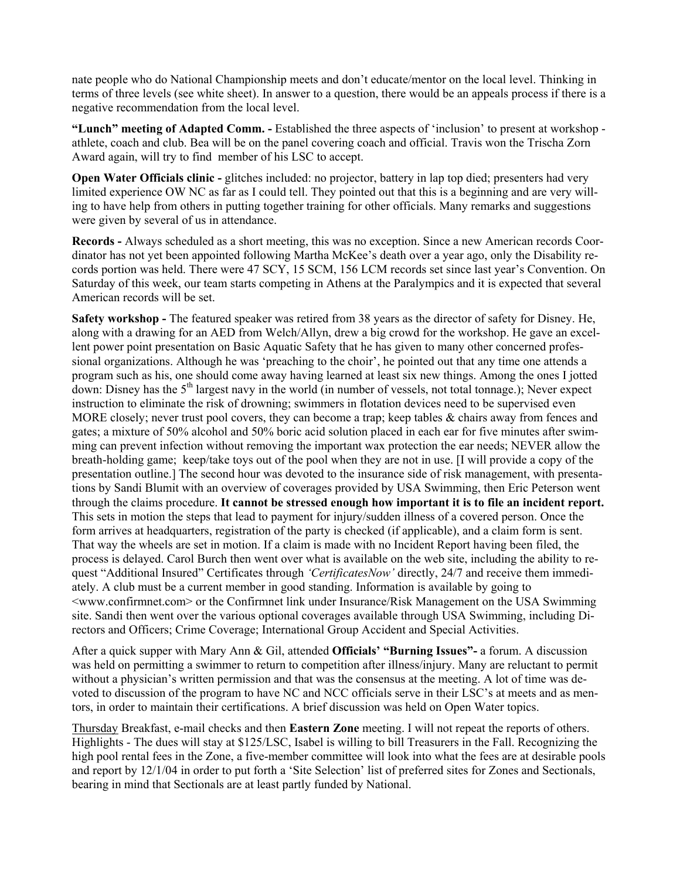nate people who do National Championship meets and don't educate/mentor on the local level. Thinking in terms of three levels (see white sheet). In answer to a question, there would be an appeals process if there is a negative recommendation from the local level.

**"Lunch" meeting of Adapted Comm. -** Established the three aspects of 'inclusion' to present at workshop - athlete, coach and club. Bea will be on the panel covering coach and official. Travis won the Trischa Zorn Award again, will try to find member of his LSC to accept.

**Open Water Officials clinic -** glitches included: no projector, battery in lap top died; presenters had very limited experience OW NC as far as I could tell. They pointed out that this is a beginning and are very willing to have help from others in putting together training for other officials. Many remarks and suggestions were given by several of us in attendance.

**Records -** Always scheduled as a short meeting, this was no exception. Since a new American records Coordinator has not yet been appointed following Martha McKee's death over a year ago, only the Disability records portion was held. There were 47 SCY, 15 SCM, 156 LCM records set since last year's Convention. On Saturday of this week, our team starts competing in Athens at the Paralympics and it is expected that several American records will be set.

**Safety workshop -** The featured speaker was retired from 38 years as the director of safety for Disney. He, along with a drawing for an AED from Welch/Allyn, drew a big crowd for the workshop. He gave an excellent power point presentation on Basic Aquatic Safety that he has given to many other concerned professional organizations. Although he was 'preaching to the choir', he pointed out that any time one attends a program such as his, one should come away having learned at least six new things. Among the ones I jotted down: Disney has the 5th largest navy in the world (in number of vessels, not total tonnage.); Never expect instruction to eliminate the risk of drowning; swimmers in flotation devices need to be supervised even MORE closely; never trust pool covers, they can become a trap; keep tables & chairs away from fences and gates; a mixture of 50% alcohol and 50% boric acid solution placed in each ear for five minutes after swimming can prevent infection without removing the important wax protection the ear needs; NEVER allow the breath-holding game; keep/take toys out of the pool when they are not in use. [I will provide a copy of the presentation outline.] The second hour was devoted to the insurance side of risk management, with presentations by Sandi Blumit with an overview of coverages provided by USA Swimming, then Eric Peterson went through the claims procedure. **It cannot be stressed enough how important it is to file an incident report.** This sets in motion the steps that lead to payment for injury/sudden illness of a covered person. Once the form arrives at headquarters, registration of the party is checked (if applicable), and a claim form is sent. That way the wheels are set in motion. If a claim is made with no Incident Report having been filed, the process is delayed. Carol Burch then went over what is available on the web site, including the ability to request "Additional Insured" Certificates through *'CertificatesNow'* directly, 24/7 and receive them immediately. A club must be a current member in good standing. Information is available by going to <www.confirmnet.com> or the Confirmnet link under Insurance/Risk Management on the USA Swimming site. Sandi then went over the various optional coverages available through USA Swimming, including Directors and Officers; Crime Coverage; International Group Accident and Special Activities.

After a quick supper with Mary Ann & Gil, attended **Officials' "Burning Issues"-** a forum. A discussion was held on permitting a swimmer to return to competition after illness/injury. Many are reluctant to permit without a physician's written permission and that was the consensus at the meeting. A lot of time was devoted to discussion of the program to have NC and NCC officials serve in their LSC's at meets and as mentors, in order to maintain their certifications. A brief discussion was held on Open Water topics.

Thursday Breakfast, e-mail checks and then **Eastern Zone** meeting. I will not repeat the reports of others. Highlights - The dues will stay at $125/LSC, Isabel is willing to bill Treasurers in the Fall. Recognizing the high pool rental fees in the Zone, a five-member committee will look into what the fees are at desirable pools and report by 12/1/04 in order to put forth a 'Site Selection' list of preferred sites for Zones and Sectionals, bearing in mind that Sectionals are at least partly funded by National.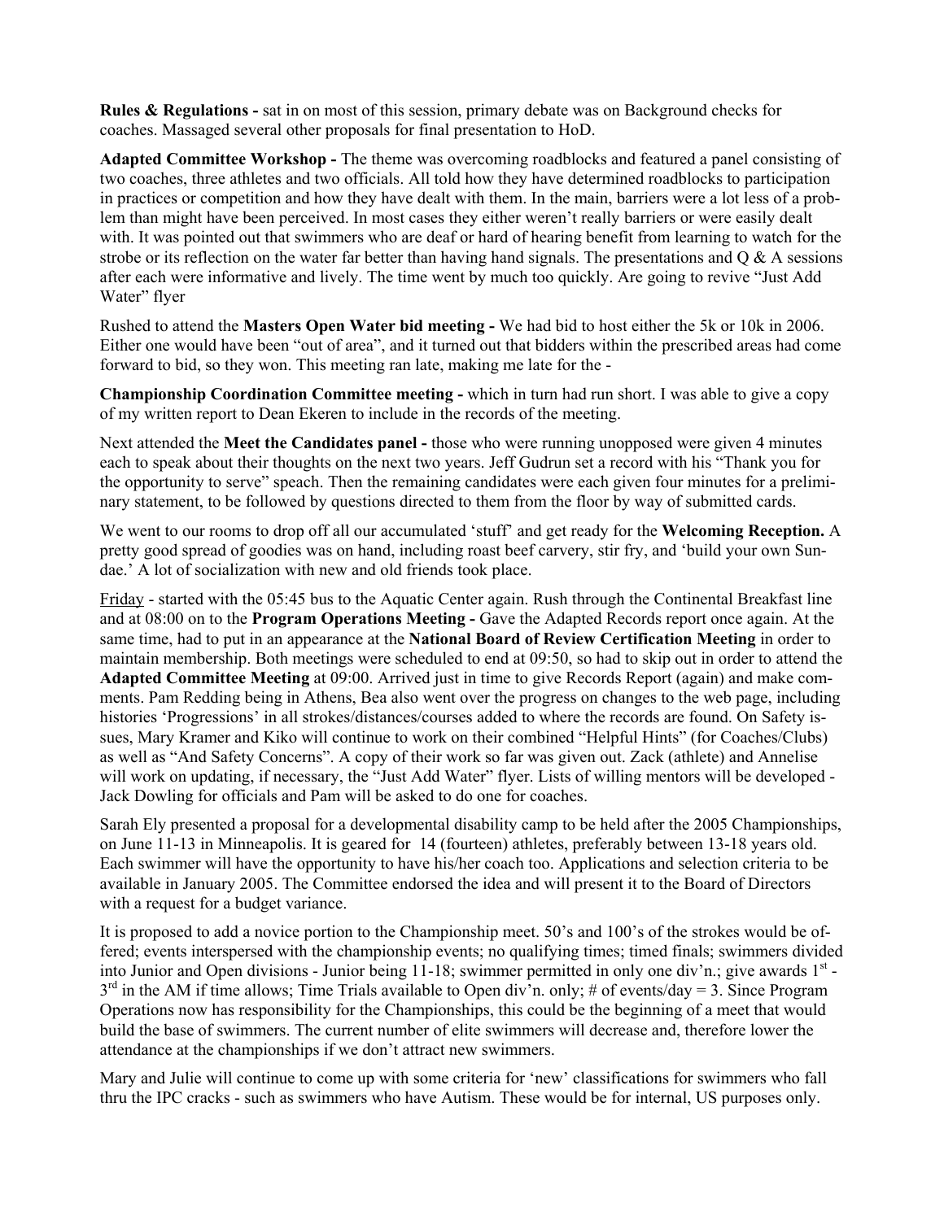**Rules & Regulations -** sat in on most of this session, primary debate was on Background checks for coaches. Massaged several other proposals for final presentation to HoD.

**Adapted Committee Workshop -** The theme was overcoming roadblocks and featured a panel consisting of two coaches, three athletes and two officials. All told how they have determined roadblocks to participation in practices or competition and how they have dealt with them. In the main, barriers were a lot less of a problem than might have been perceived. In most cases they either weren't really barriers or were easily dealt with. It was pointed out that swimmers who are deaf or hard of hearing benefit from learning to watch for the strobe or its reflection on the water far better than having hand signals. The presentations and Q & A sessions after each were informative and lively. The time went by much too quickly. Are going to revive "Just Add Water" flyer

Rushed to attend the **Masters Open Water bid meeting -** We had bid to host either the 5k or 10k in 2006. Either one would have been "out of area", and it turned out that bidders within the prescribed areas had come forward to bid, so they won. This meeting ran late, making me late for the -

**Championship Coordination Committee meeting -** which in turn had run short. I was able to give a copy of my written report to Dean Ekeren to include in the records of the meeting.

Next attended the **Meet the Candidates panel -** those who were running unopposed were given 4 minutes each to speak about their thoughts on the next two years. Jeff Gudrun set a record with his "Thank you for the opportunity to serve" speach. Then the remaining candidates were each given four minutes for a preliminary statement, to be followed by questions directed to them from the floor by way of submitted cards.

We went to our rooms to drop off all our accumulated 'stuff' and get ready for the **Welcoming Reception.** A pretty good spread of goodies was on hand, including roast beef carvery, stir fry, and 'build your own Sundae.' A lot of socialization with new and old friends took place.

<u>Friday</u> - started with the 05:45 bus to the Aquatic Center again. Rush through the Continental Breakfast line and at 08:00 on to the **Program Operations Meeting -** Gave the Adapted Records report once again. At the same time, had to put in an appearance at the **National Board of Review Certification Meeting** in order to maintain membership. Both meetings were scheduled to end at 09:50, so had to skip out in order to attend the **Adapted Committee Meeting** at 09:00. Arrived just in time to give Records Report (again) and make comments. Pam Redding being in Athens, Bea also went over the progress on changes to the web page, including histories 'Progressions' in all strokes/distances/courses added to where the records are found. On Safety issues, Mary Kramer and Kiko will continue to work on their combined "Helpful Hints" (for Coaches/Clubs) as well as "And Safety Concerns". A copy of their work so far was given out. Zack (athlete) and Annelise will work on updating, if necessary, the "Just Add Water" flyer. Lists of willing mentors will be developed - Jack Dowling for officials and Pam will be asked to do one for coaches.

Sarah Ely presented a proposal for a developmental disability camp to be held after the 2005 Championships, on June 11-13 in Minneapolis. It is geared for 14 (fourteen) athletes, preferably between 13-18 years old. Each swimmer will have the opportunity to have his/her coach too. Applications and selection criteria to be available in January 2005. The Committee endorsed the idea and will present it to the Board of Directors with a request for a budget variance.

It is proposed to add a novice portion to the Championship meet. 50's and 100's of the strokes would be offered; events interspersed with the championship events; no qualifying times; timed finals; swimmers divided into Junior and Open divisions - Junior being 11-18; swimmer permitted in only one div'n.; give awards 1st - 3rd in the AM if time allows; Time Trials available to Open div'n. only; # of events/day = 3. Since Program Operations now has responsibility for the Championships, this could be the beginning of a meet that would build the base of swimmers. The current number of elite swimmers will decrease and, therefore lower the attendance at the championships if we don't attract new swimmers.

Mary and Julie will continue to come up with some criteria for 'new' classifications for swimmers who fall thru the IPC cracks - such as swimmers who have Autism. These would be for internal, US purposes only.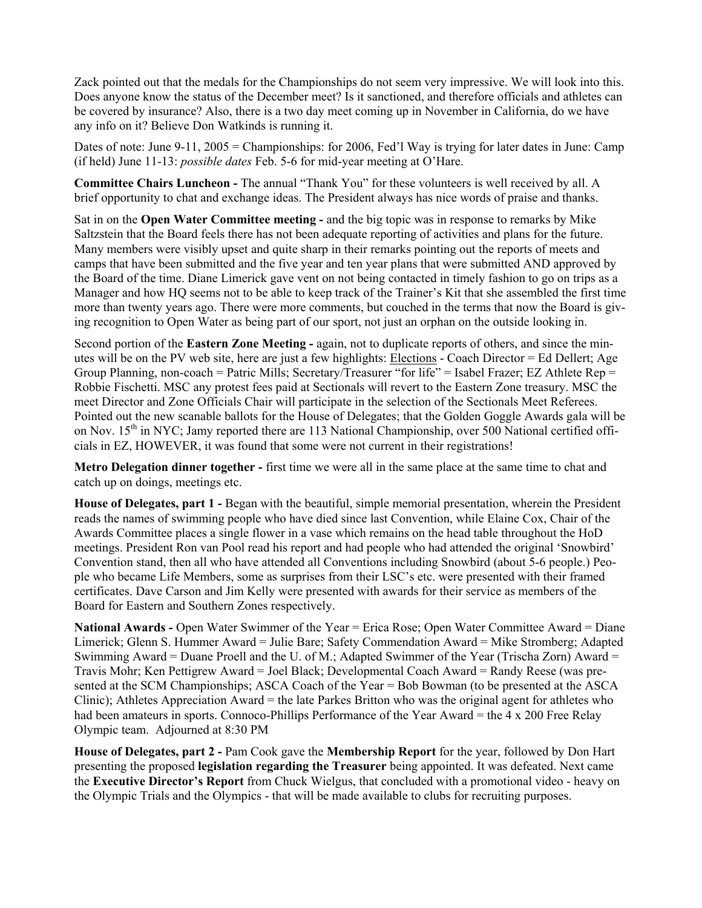Zack pointed out that the medals for the Championships do not seem very impressive. We will look into this. Does anyone know the status of the December meet? Is it sanctioned, and therefore officials and athletes can be covered by insurance? Also, there is a two day meet coming up in November in California, do we have any info on it? Believe Don Watkinds is running it.

Dates of note: June 9-11, 2005 = Championships: for 2006, Fed'l Way is trying for later dates in June: Camp (if held) June 11-13: *possible dates* Feb. 5-6 for mid-year meeting at O'Hare.

**Committee Chairs Luncheon -** The annual "Thank You" for these volunteers is well received by all. A brief opportunity to chat and exchange ideas. The President always has nice words of praise and thanks.

Sat in on the **Open Water Committee meeting -** and the big topic was in response to remarks by Mike Saltzstein that the Board feels there has not been adequate reporting of activities and plans for the future. Many members were visibly upset and quite sharp in their remarks pointing out the reports of meets and camps that have been submitted and the five year and ten year plans that were submitted AND approved by the Board of the time. Diane Limerick gave vent on not being contacted in timely fashion to go on trips as a Manager and how HQ seems not to be able to keep track of the Trainer's Kit that she assembled the first time more than twenty years ago. There were more comments, but couched in the terms that now the Board is giving recognition to Open Water as being part of our sport, not just an orphan on the outside looking in.

Second portion of the **Eastern Zone Meeting -** again, not to duplicate reports of others, and since the minutes will be on the PV web site, here are just a few highlights: Elections - Coach Director = Ed Dellert; Age Group Planning, non-coach = Patric Mills; Secretary/Treasurer "for life" = Isabel Frazer; EZ Athlete Rep = Robbie Fischetti. MSC any protest fees paid at Sectionals will revert to the Eastern Zone treasury. MSC the meet Director and Zone Officials Chair will participate in the selection of the Sectionals Meet Referees. Pointed out the new scanable ballots for the House of Delegates; that the Golden Goggle Awards gala will be on Nov. 15th in NYC; Jamy reported there are 113 National Championship, over 500 National certified officials in EZ, HOWEVER, it was found that some were not current in their registrations!

**Metro Delegation dinner together -** first time we were all in the same place at the same time to chat and catch up on doings, meetings etc.

**House of Delegates, part 1 -** Began with the beautiful, simple memorial presentation, wherein the President reads the names of swimming people who have died since last Convention, while Elaine Cox, Chair of the Awards Committee places a single flower in a vase which remains on the head table throughout the HoD meetings. President Ron van Pool read his report and had people who had attended the original 'Snowbird' Convention stand, then all who have attended all Conventions including Snowbird (about 5-6 people.) People who became Life Members, some as surprises from their LSC's etc. were presented with their framed certificates. Dave Carson and Jim Kelly were presented with awards for their service as members of the Board for Eastern and Southern Zones respectively.

**National Awards -** Open Water Swimmer of the Year = Erica Rose; Open Water Committee Award = Diane Limerick; Glenn S. Hummer Award = Julie Bare; Safety Commendation Award = Mike Stromberg; Adapted Swimming Award = Duane Proell and the U. of M.; Adapted Swimmer of the Year (Trischa Zorn) Award = Travis Mohr; Ken Pettigrew Award = Joel Black; Developmental Coach Award = Randy Reese (was presented at the SCM Championships; ASCA Coach of the Year = Bob Bowman (to be presented at the ASCA Clinic); Athletes Appreciation Award = the late Parkes Britton who was the original agent for athletes who had been amateurs in sports. Connoco-Phillips Performance of the Year Award = the 4 x 200 Free Relay Olympic team. Adjourned at 8:30 PM

**House of Delegates, part 2 -** Pam Cook gave the **Membership Report** for the year, followed by Don Hart presenting the proposed **legislation regarding the Treasurer** being appointed. It was defeated. Next came the **Executive Director's Report** from Chuck Wielgus, that concluded with a promotional video - heavy on the Olympic Trials and the Olympics - that will be made available to clubs for recruiting purposes.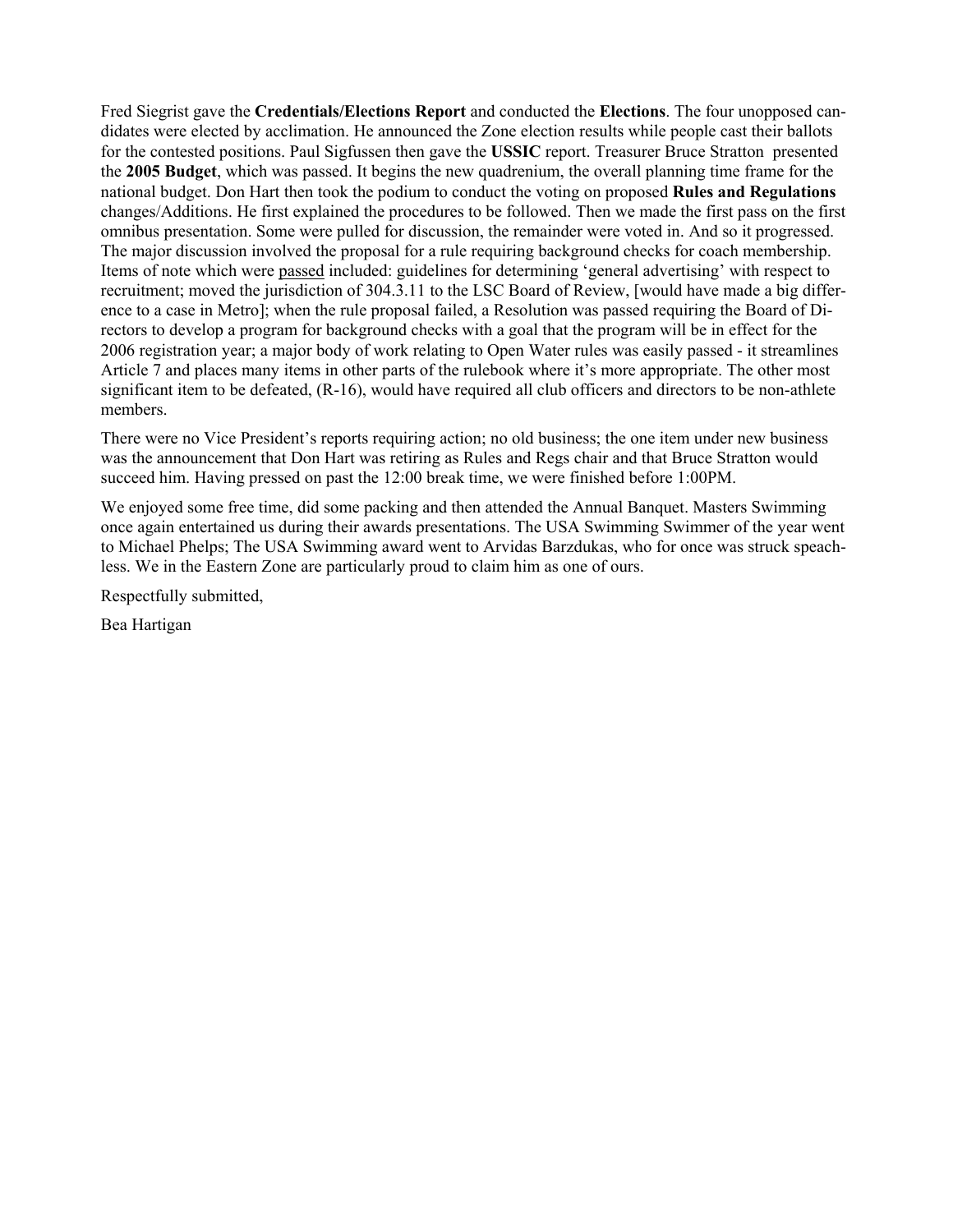Fred Siegrist gave the **Credentials/Elections Report** and conducted the **Elections**. The four unopposed candidates were elected by acclimation. He announced the Zone election results while people cast their ballots for the contested positions. Paul Sigfussen then gave the **USSIC** report. Treasurer Bruce Stratton presented the **2005 Budget**, which was passed. It begins the new quadrenium, the overall planning time frame for the national budget. Don Hart then took the podium to conduct the voting on proposed **Rules and Regulations** changes/Additions. He first explained the procedures to be followed. Then we made the first pass on the first omnibus presentation. Some were pulled for discussion, the remainder were voted in. And so it progressed. The major discussion involved the proposal for a rule requiring background checks for coach membership. Items of note which were passed included: guidelines for determining 'general advertising' with respect to recruitment; moved the jurisdiction of 304.3.11 to the LSC Board of Review, [would have made a big difference to a case in Metro]; when the rule proposal failed, a Resolution was passed requiring the Board of Directors to develop a program for background checks with a goal that the program will be in effect for the 2006 registration year; a major body of work relating to Open Water rules was easily passed - it streamlines Article 7 and places many items in other parts of the rulebook where it's more appropriate. The other most significant item to be defeated, (R-16), would have required all club officers and directors to be non-athlete members.

There were no Vice President's reports requiring action; no old business; the one item under new business was the announcement that Don Hart was retiring as Rules and Regs chair and that Bruce Stratton would succeed him. Having pressed on past the 12:00 break time, we were finished before 1:00PM.

We enjoyed some free time, did some packing and then attended the Annual Banquet. Masters Swimming once again entertained us during their awards presentations. The USA Swimming Swimmer of the year went to Michael Phelps; The USA Swimming award went to Arvidas Barzdukas, who for once was struck speachless. We in the Eastern Zone are particularly proud to claim him as one of ours.

Respectfully submitted,

Bea Hartigan